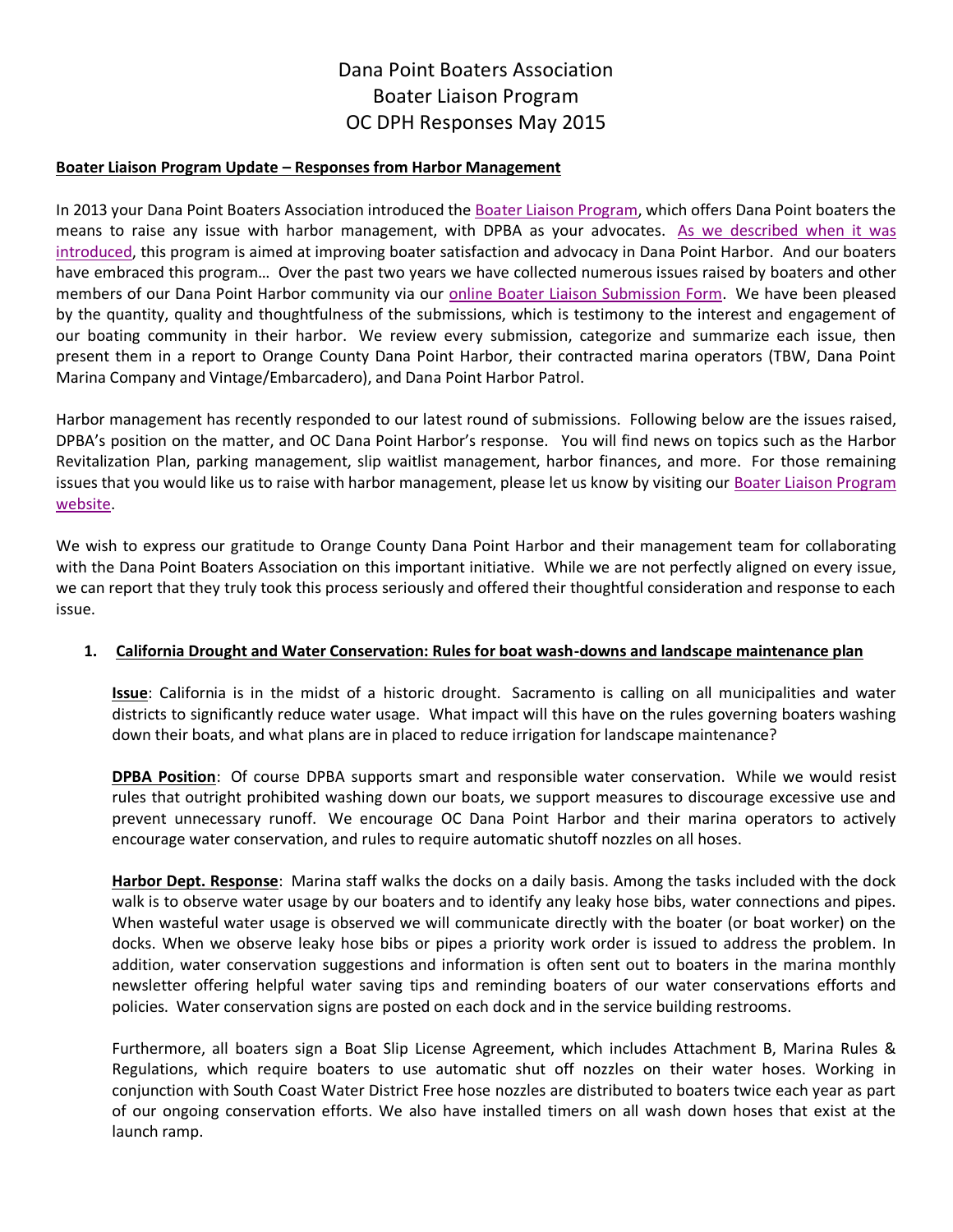# Dana Point Boaters Association
# Boater Liaison Program
# OC DPH Responses May 2015

**Boater Liaison Program Update – Responses from Harbor Management**

In 2013 your Dana Point Boaters Association introduced the Boater Liaison Program, which offers Dana Point boaters the means to raise any issue with harbor management, with DPBA as your advocates. As we described when it was introduced, this program is aimed at improving boater satisfaction and advocacy in Dana Point Harbor. And our boaters have embraced this program… Over the past two years we have collected numerous issues raised by boaters and other members of our Dana Point Harbor community via our online Boater Liaison Submission Form. We have been pleased by the quantity, quality and thoughtfulness of the submissions, which is testimony to the interest and engagement of our boating community in their harbor. We review every submission, categorize and summarize each issue, then present them in a report to Orange County Dana Point Harbor, their contracted marina operators (TBW, Dana Point Marina Company and Vintage/Embarcadero), and Dana Point Harbor Patrol.

Harbor management has recently responded to our latest round of submissions. Following below are the issues raised, DPBA's position on the matter, and OC Dana Point Harbor's response. You will find news on topics such as the Harbor Revitalization Plan, parking management, slip waitlist management, harbor finances, and more. For those remaining issues that you would like us to raise with harbor management, please let us know by visiting our Boater Liaison Program website.

We wish to express our gratitude to Orange County Dana Point Harbor and their management team for collaborating with the Dana Point Boaters Association on this important initiative. While we are not perfectly aligned on every issue, we can report that they truly took this process seriously and offered their thoughtful consideration and response to each issue.

1. **California Drought and Water Conservation: Rules for boat wash-downs and landscape maintenance plan**

   **Issue**: California is in the midst of a historic drought. Sacramento is calling on all municipalities and water districts to significantly reduce water usage. What impact will this have on the rules governing boaters washing down their boats, and what plans are in placed to reduce irrigation for landscape maintenance?

   **DPBA Position**: Of course DPBA supports smart and responsible water conservation. While we would resist rules that outright prohibited washing down our boats, we support measures to discourage excessive use and prevent unnecessary runoff. We encourage OC Dana Point Harbor and their marina operators to actively encourage water conservation, and rules to require automatic shutoff nozzles on all hoses.

   **Harbor Dept. Response**: Marina staff walks the docks on a daily basis. Among the tasks included with the dock walk is to observe water usage by our boaters and to identify any leaky hose bibs, water connections and pipes. When wasteful water usage is observed we will communicate directly with the boater (or boat worker) on the docks. When we observe leaky hose bibs or pipes a priority work order is issued to address the problem. In addition, water conservation suggestions and information is often sent out to boaters in the marina monthly newsletter offering helpful water saving tips and reminding boaters of our water conservations efforts and policies. Water conservation signs are posted on each dock and in the service building restrooms.

   Furthermore, all boaters sign a Boat Slip License Agreement, which includes Attachment B, Marina Rules & Regulations, which require boaters to use automatic shut off nozzles on their water hoses. Working in conjunction with South Coast Water District Free hose nozzles are distributed to boaters twice each year as part of our ongoing conservation efforts. We also have installed timers on all wash down hoses that exist at the launch ramp.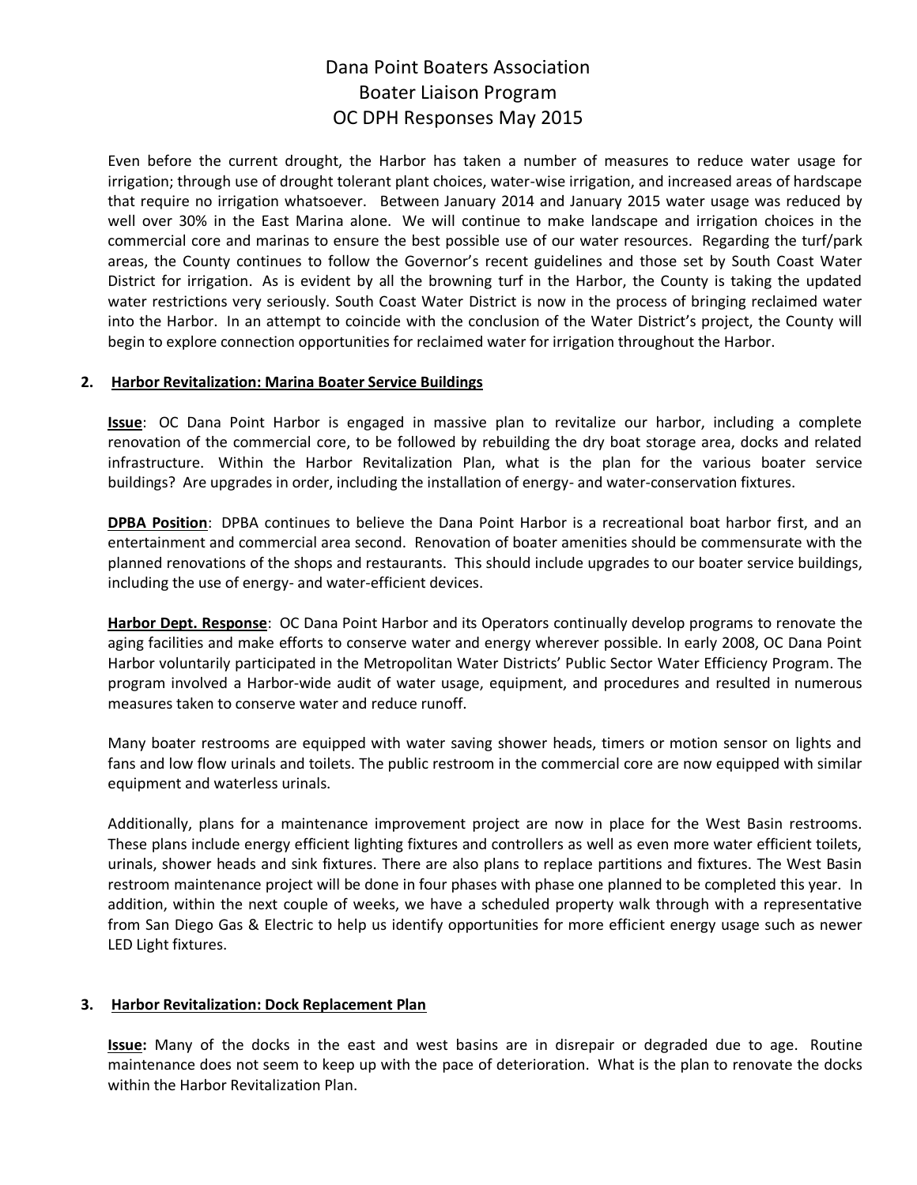Dana Point Boaters Association
Boater Liaison Program
OC DPH Responses May 2015

Even before the current drought, the Harbor has taken a number of measures to reduce water usage for irrigation; through use of drought tolerant plant choices, water-wise irrigation, and increased areas of hardscape that require no irrigation whatsoever. Between January 2014 and January 2015 water usage was reduced by well over 30% in the East Marina alone. We will continue to make landscape and irrigation choices in the commercial core and marinas to ensure the best possible use of our water resources. Regarding the turf/park areas, the County continues to follow the Governor's recent guidelines and those set by South Coast Water District for irrigation. As is evident by all the browning turf in the Harbor, the County is taking the updated water restrictions very seriously. South Coast Water District is now in the process of bringing reclaimed water into the Harbor. In an attempt to coincide with the conclusion of the Water District's project, the County will begin to explore connection opportunities for reclaimed water for irrigation throughout the Harbor.

**2. Harbor Revitalization: Marina Boater Service Buildings**

**Issue**: OC Dana Point Harbor is engaged in massive plan to revitalize our harbor, including a complete renovation of the commercial core, to be followed by rebuilding the dry boat storage area, docks and related infrastructure. Within the Harbor Revitalization Plan, what is the plan for the various boater service buildings? Are upgrades in order, including the installation of energy- and water-conservation fixtures.

**DPBA Position**: DPBA continues to believe the Dana Point Harbor is a recreational boat harbor first, and an entertainment and commercial area second. Renovation of boater amenities should be commensurate with the planned renovations of the shops and restaurants. This should include upgrades to our boater service buildings, including the use of energy- and water-efficient devices.

**Harbor Dept. Response**: OC Dana Point Harbor and its Operators continually develop programs to renovate the aging facilities and make efforts to conserve water and energy wherever possible. In early 2008, OC Dana Point Harbor voluntarily participated in the Metropolitan Water Districts' Public Sector Water Efficiency Program. The program involved a Harbor-wide audit of water usage, equipment, and procedures and resulted in numerous measures taken to conserve water and reduce runoff.

Many boater restrooms are equipped with water saving shower heads, timers or motion sensor on lights and fans and low flow urinals and toilets. The public restroom in the commercial core are now equipped with similar equipment and waterless urinals.

Additionally, plans for a maintenance improvement project are now in place for the West Basin restrooms. These plans include energy efficient lighting fixtures and controllers as well as even more water efficient toilets, urinals, shower heads and sink fixtures. There are also plans to replace partitions and fixtures. The West Basin restroom maintenance project will be done in four phases with phase one planned to be completed this year. In addition, within the next couple of weeks, we have a scheduled property walk through with a representative from San Diego Gas & Electric to help us identify opportunities for more efficient energy usage such as newer LED Light fixtures.

**3. Harbor Revitalization: Dock Replacement Plan**

**Issue:** Many of the docks in the east and west basins are in disrepair or degraded due to age. Routine maintenance does not seem to keep up with the pace of deterioration. What is the plan to renovate the docks within the Harbor Revitalization Plan.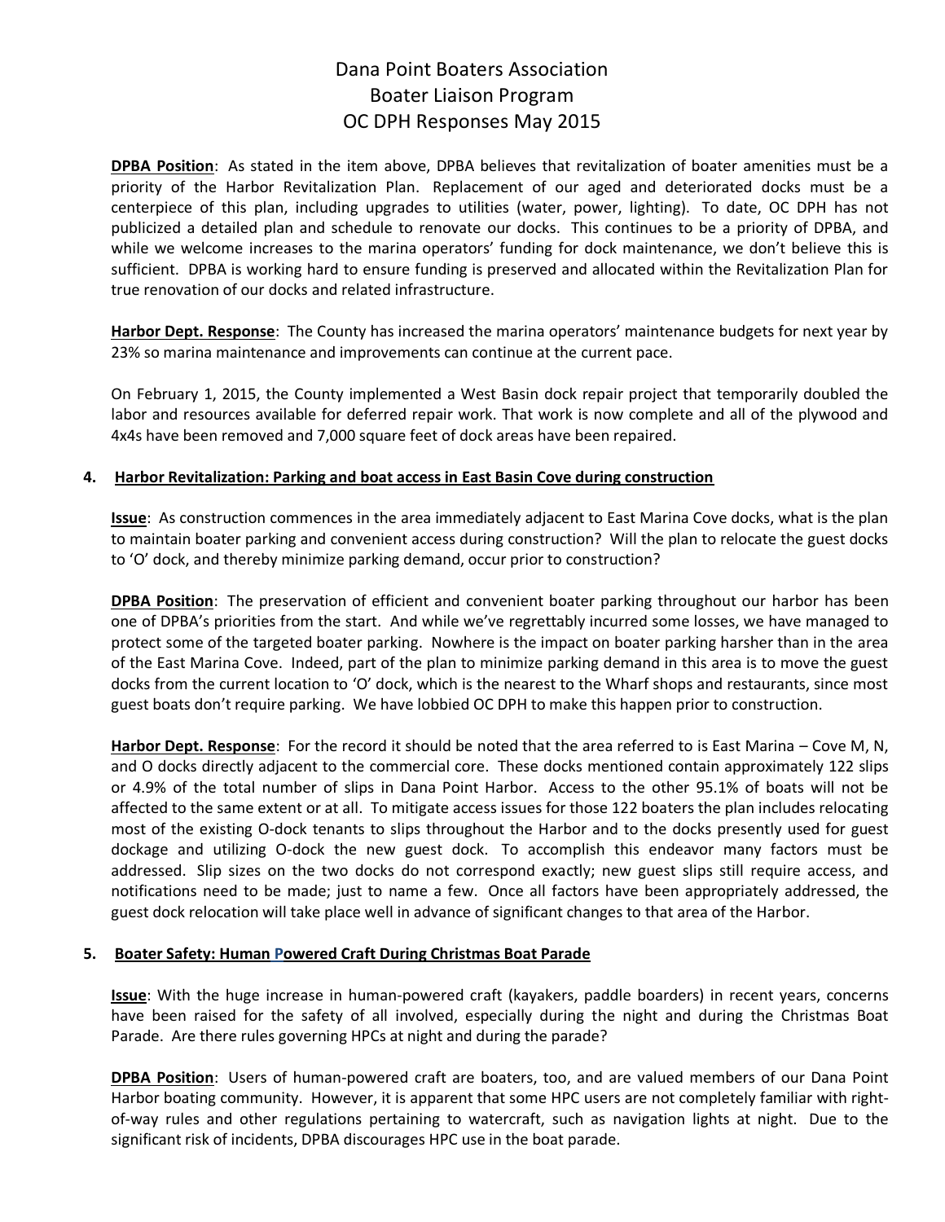# Dana Point Boaters Association
## Boater Liaison Program
## OC DPH Responses May 2015

**DPBA Position**: As stated in the item above, DPBA believes that revitalization of boater amenities must be a priority of the Harbor Revitalization Plan. Replacement of our aged and deteriorated docks must be a centerpiece of this plan, including upgrades to utilities (water, power, lighting). To date, OC DPH has not publicized a detailed plan and schedule to renovate our docks. This continues to be a priority of DPBA, and while we welcome increases to the marina operators' funding for dock maintenance, we don't believe this is sufficient. DPBA is working hard to ensure funding is preserved and allocated within the Revitalization Plan for true renovation of our docks and related infrastructure.

**Harbor Dept. Response**: The County has increased the marina operators' maintenance budgets for next year by 23% so marina maintenance and improvements can continue at the current pace.

On February 1, 2015, the County implemented a West Basin dock repair project that temporarily doubled the labor and resources available for deferred repair work. That work is now complete and all of the plywood and 4x4s have been removed and 7,000 square feet of dock areas have been repaired.

**4. Harbor Revitalization: Parking and boat access in East Basin Cove during construction**

**Issue**: As construction commences in the area immediately adjacent to East Marina Cove docks, what is the plan to maintain boater parking and convenient access during construction? Will the plan to relocate the guest docks to 'O' dock, and thereby minimize parking demand, occur prior to construction?

**DPBA Position**: The preservation of efficient and convenient boater parking throughout our harbor has been one of DPBA's priorities from the start. And while we've regrettably incurred some losses, we have managed to protect some of the targeted boater parking. Nowhere is the impact on boater parking harsher than in the area of the East Marina Cove. Indeed, part of the plan to minimize parking demand in this area is to move the guest docks from the current location to 'O' dock, which is the nearest to the Wharf shops and restaurants, since most guest boats don't require parking. We have lobbied OC DPH to make this happen prior to construction.

**Harbor Dept. Response**: For the record it should be noted that the area referred to is East Marina – Cove M, N, and O docks directly adjacent to the commercial core. These docks mentioned contain approximately 122 slips or 4.9% of the total number of slips in Dana Point Harbor. Access to the other 95.1% of boats will not be affected to the same extent or at all. To mitigate access issues for those 122 boaters the plan includes relocating most of the existing O-dock tenants to slips throughout the Harbor and to the docks presently used for guest dockage and utilizing O-dock the new guest dock. To accomplish this endeavor many factors must be addressed. Slip sizes on the two docks do not correspond exactly; new guest slips still require access, and notifications need to be made; just to name a few. Once all factors have been appropriately addressed, the guest dock relocation will take place well in advance of significant changes to that area of the Harbor.

**5. Boater Safety: Human Powered Craft During Christmas Boat Parade**

**Issue**: With the huge increase in human-powered craft (kayakers, paddle boarders) in recent years, concerns have been raised for the safety of all involved, especially during the night and during the Christmas Boat Parade. Are there rules governing HPCs at night and during the parade?

**DPBA Position**: Users of human-powered craft are boaters, too, and are valued members of our Dana Point Harbor boating community. However, it is apparent that some HPC users are not completely familiar with right-of-way rules and other regulations pertaining to watercraft, such as navigation lights at night. Due to the significant risk of incidents, DPBA discourages HPC use in the boat parade.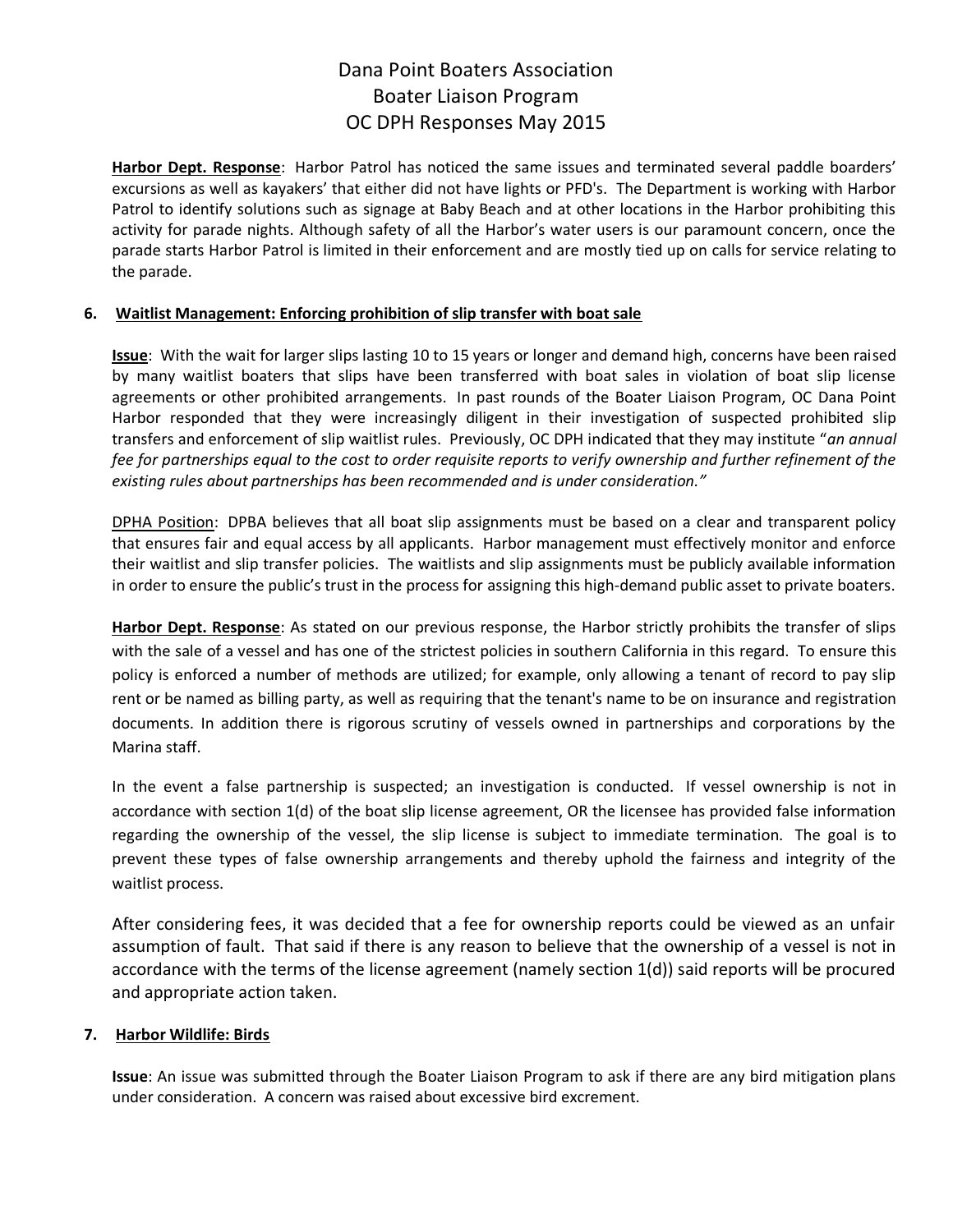# Dana Point Boaters Association
# Boater Liaison Program
# OC DPH Responses May 2015

**Harbor Dept. Response**: Harbor Patrol has noticed the same issues and terminated several paddle boarders' excursions as well as kayakers' that either did not have lights or PFD's. The Department is working with Harbor Patrol to identify solutions such as signage at Baby Beach and at other locations in the Harbor prohibiting this activity for parade nights. Although safety of all the Harbor's water users is our paramount concern, once the parade starts Harbor Patrol is limited in their enforcement and are mostly tied up on calls for service relating to the parade.

### 6. Waitlist Management: Enforcing prohibition of slip transfer with boat sale

**Issue**: With the wait for larger slips lasting 10 to 15 years or longer and demand high, concerns have been raised by many waitlist boaters that slips have been transferred with boat sales in violation of boat slip license agreements or other prohibited arrangements. In past rounds of the Boater Liaison Program, OC Dana Point Harbor responded that they were increasingly diligent in their investigation of suspected prohibited slip transfers and enforcement of slip waitlist rules. Previously, OC DPH indicated that they may institute "*an annual fee for partnerships equal to the cost to order requisite reports to verify ownership and further refinement of the existing rules about partnerships has been recommended and is under consideration."*

DPHA Position: DPBA believes that all boat slip assignments must be based on a clear and transparent policy that ensures fair and equal access by all applicants. Harbor management must effectively monitor and enforce their waitlist and slip transfer policies. The waitlists and slip assignments must be publicly available information in order to ensure the public's trust in the process for assigning this high-demand public asset to private boaters.

**Harbor Dept. Response**: As stated on our previous response, the Harbor strictly prohibits the transfer of slips with the sale of a vessel and has one of the strictest policies in southern California in this regard. To ensure this policy is enforced a number of methods are utilized; for example, only allowing a tenant of record to pay slip rent or be named as billing party, as well as requiring that the tenant's name to be on insurance and registration documents. In addition there is rigorous scrutiny of vessels owned in partnerships and corporations by the Marina staff.

In the event a false partnership is suspected; an investigation is conducted. If vessel ownership is not in accordance with section 1(d) of the boat slip license agreement, OR the licensee has provided false information regarding the ownership of the vessel, the slip license is subject to immediate termination. The goal is to prevent these types of false ownership arrangements and thereby uphold the fairness and integrity of the waitlist process.

After considering fees, it was decided that a fee for ownership reports could be viewed as an unfair assumption of fault. That said if there is any reason to believe that the ownership of a vessel is not in accordance with the terms of the license agreement (namely section 1(d)) said reports will be procured and appropriate action taken.

### 7. Harbor Wildlife: Birds

**Issue**: An issue was submitted through the Boater Liaison Program to ask if there are any bird mitigation plans under consideration. A concern was raised about excessive bird excrement.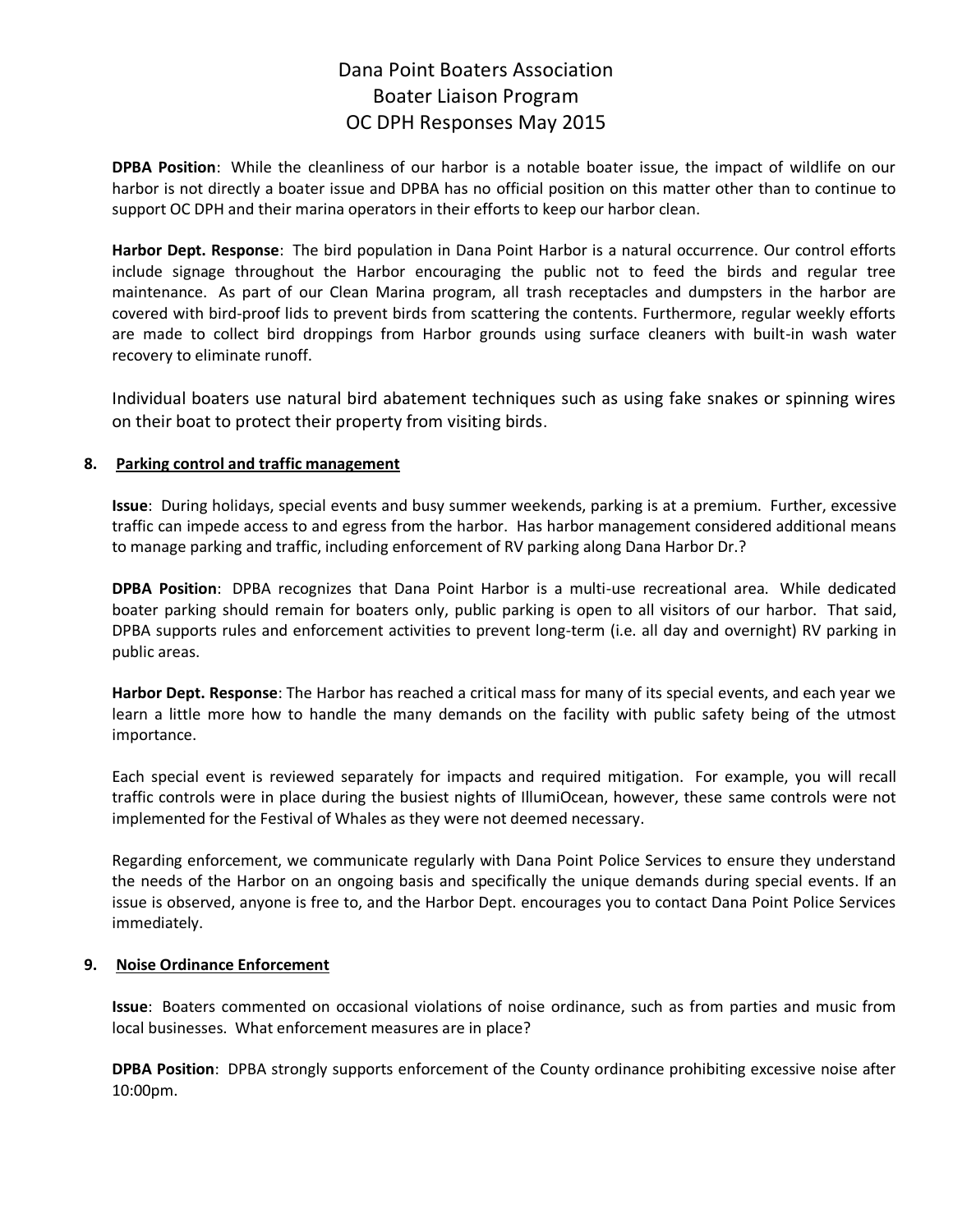# Dana Point Boaters Association
# Boater Liaison Program
# OC DPH Responses May 2015

**DPBA Position**: While the cleanliness of our harbor is a notable boater issue, the impact of wildlife on our harbor is not directly a boater issue and DPBA has no official position on this matter other than to continue to support OC DPH and their marina operators in their efforts to keep our harbor clean.

**Harbor Dept. Response**: The bird population in Dana Point Harbor is a natural occurrence. Our control efforts include signage throughout the Harbor encouraging the public not to feed the birds and regular tree maintenance. As part of our Clean Marina program, all trash receptacles and dumpsters in the harbor are covered with bird-proof lids to prevent birds from scattering the contents. Furthermore, regular weekly efforts are made to collect bird droppings from Harbor grounds using surface cleaners with built-in wash water recovery to eliminate runoff.

Individual boaters use natural bird abatement techniques such as using fake snakes or spinning wires on their boat to protect their property from visiting birds.

## 8. Parking control and traffic management

**Issue**: During holidays, special events and busy summer weekends, parking is at a premium. Further, excessive traffic can impede access to and egress from the harbor. Has harbor management considered additional means to manage parking and traffic, including enforcement of RV parking along Dana Harbor Dr.?

**DPBA Position**: DPBA recognizes that Dana Point Harbor is a multi-use recreational area. While dedicated boater parking should remain for boaters only, public parking is open to all visitors of our harbor. That said, DPBA supports rules and enforcement activities to prevent long-term (i.e. all day and overnight) RV parking in public areas.

**Harbor Dept. Response**: The Harbor has reached a critical mass for many of its special events, and each year we learn a little more how to handle the many demands on the facility with public safety being of the utmost importance.

Each special event is reviewed separately for impacts and required mitigation. For example, you will recall traffic controls were in place during the busiest nights of IllumiOcean, however, these same controls were not implemented for the Festival of Whales as they were not deemed necessary.

Regarding enforcement, we communicate regularly with Dana Point Police Services to ensure they understand the needs of the Harbor on an ongoing basis and specifically the unique demands during special events. If an issue is observed, anyone is free to, and the Harbor Dept. encourages you to contact Dana Point Police Services immediately.

## 9. Noise Ordinance Enforcement

**Issue**: Boaters commented on occasional violations of noise ordinance, such as from parties and music from local businesses. What enforcement measures are in place?

**DPBA Position**: DPBA strongly supports enforcement of the County ordinance prohibiting excessive noise after 10:00pm.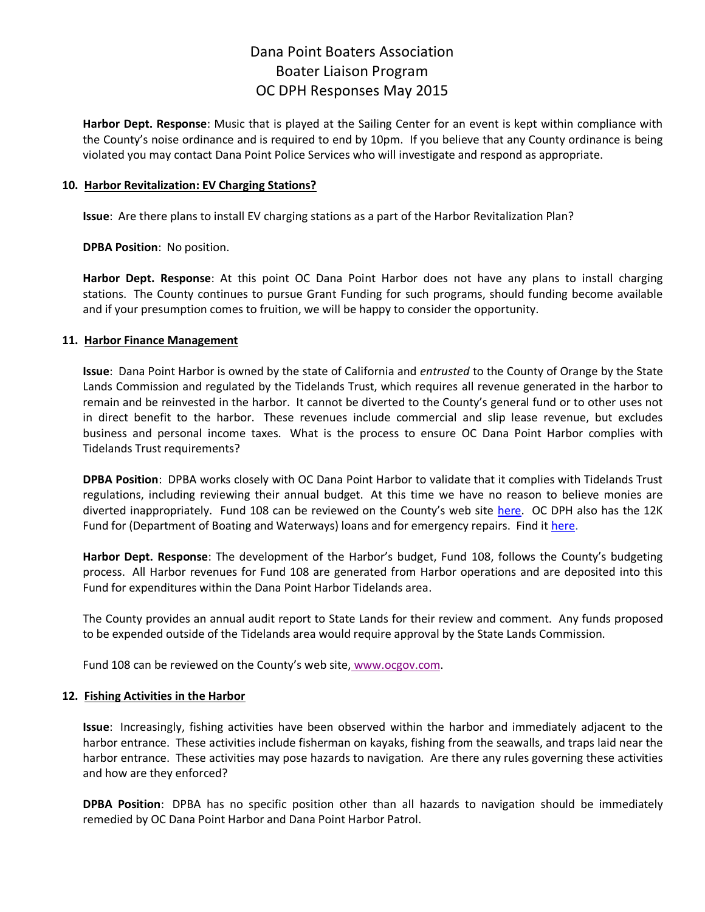# Dana Point Boaters Association
# Boater Liaison Program
# OC DPH Responses May 2015

**Harbor Dept. Response**: Music that is played at the Sailing Center for an event is kept within compliance with the County's noise ordinance and is required to end by 10pm. If you believe that any County ordinance is being violated you may contact Dana Point Police Services who will investigate and respond as appropriate.

### 10. Harbor Revitalization: EV Charging Stations?

**Issue**: Are there plans to install EV charging stations as a part of the Harbor Revitalization Plan?

**DPBA Position**: No position.

**Harbor Dept. Response**: At this point OC Dana Point Harbor does not have any plans to install charging stations. The County continues to pursue Grant Funding for such programs, should funding become available and if your presumption comes to fruition, we will be happy to consider the opportunity.

### 11. Harbor Finance Management

**Issue**: Dana Point Harbor is owned by the state of California and *entrusted* to the County of Orange by the State Lands Commission and regulated by the Tidelands Trust, which requires all revenue generated in the harbor to remain and be reinvested in the harbor. It cannot be diverted to the County's general fund or to other uses not in direct benefit to the harbor. These revenues include commercial and slip lease revenue, but excludes business and personal income taxes. What is the process to ensure OC Dana Point Harbor complies with Tidelands Trust requirements?

**DPBA Position**: DPBA works closely with OC Dana Point Harbor to validate that it complies with Tidelands Trust regulations, including reviewing their annual budget. At this time we have no reason to believe monies are diverted inappropriately. Fund 108 can be reviewed on the County's web site here. OC DPH also has the 12K Fund for (Department of Boating and Waterways) loans and for emergency repairs. Find it here.

**Harbor Dept. Response**: The development of the Harbor's budget, Fund 108, follows the County's budgeting process. All Harbor revenues for Fund 108 are generated from Harbor operations and are deposited into this Fund for expenditures within the Dana Point Harbor Tidelands area.

The County provides an annual audit report to State Lands for their review and comment. Any funds proposed to be expended outside of the Tidelands area would require approval by the State Lands Commission.

Fund 108 can be reviewed on the County's web site, www.ocgov.com.

### 12. Fishing Activities in the Harbor

**Issue**: Increasingly, fishing activities have been observed within the harbor and immediately adjacent to the harbor entrance. These activities include fisherman on kayaks, fishing from the seawalls, and traps laid near the harbor entrance. These activities may pose hazards to navigation. Are there any rules governing these activities and how are they enforced?

**DPBA Position**: DPBA has no specific position other than all hazards to navigation should be immediately remedied by OC Dana Point Harbor and Dana Point Harbor Patrol.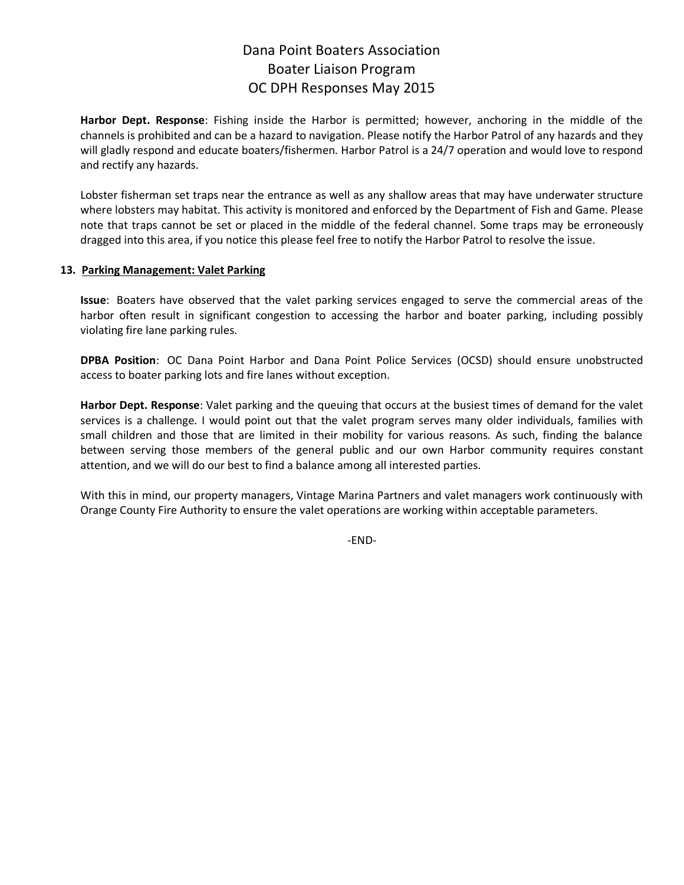**Harbor Dept. Response**: Fishing inside the Harbor is permitted; however, anchoring in the middle of the channels is prohibited and can be a hazard to navigation. Please notify the Harbor Patrol of any hazards and they will gladly respond and educate boaters/fishermen. Harbor Patrol is a 24/7 operation and would love to respond and rectify any hazards.

Lobster fisherman set traps near the entrance as well as any shallow areas that may have underwater structure where lobsters may habitat. This activity is monitored and enforced by the Department of Fish and Game. Please note that traps cannot be set or placed in the middle of the federal channel. Some traps may be erroneously dragged into this area, if you notice this please feel free to notify the Harbor Patrol to resolve the issue.

**13. Parking Management: Valet Parking**

**Issue**: Boaters have observed that the valet parking services engaged to serve the commercial areas of the harbor often result in significant congestion to accessing the harbor and boater parking, including possibly violating fire lane parking rules.

**DPBA Position**: OC Dana Point Harbor and Dana Point Police Services (OCSD) should ensure unobstructed access to boater parking lots and fire lanes without exception.

**Harbor Dept. Response**: Valet parking and the queuing that occurs at the busiest times of demand for the valet services is a challenge. I would point out that the valet program serves many older individuals, families with small children and those that are limited in their mobility for various reasons. As such, finding the balance between serving those members of the general public and our own Harbor community requires constant attention, and we will do our best to find a balance among all interested parties.

With this in mind, our property managers, Vintage Marina Partners and valet managers work continuously with Orange County Fire Authority to ensure the valet operations are working within acceptable parameters.

-END-